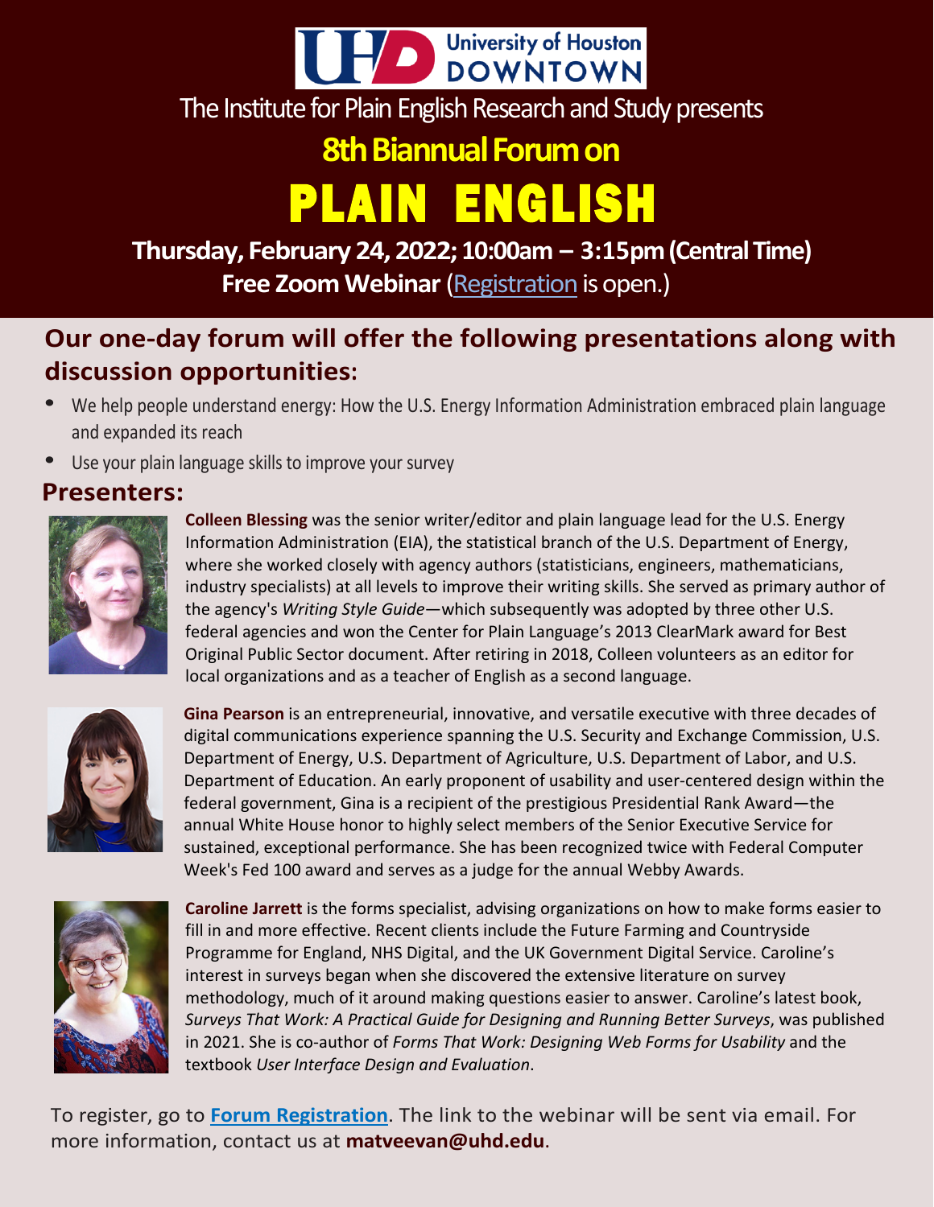University of Houston DOWNTOWN

The Institute for Plain English Research and Study presents

# 8th Biannual Forum on PLAIN ENGLISH

**Thursday, February 24, 2022; 10:00am – 3:15pm (Central Time)**

**Free Zoom Webinar** (Registration is open.)

## Our one-day forum will offer the following presentations along with discussion opportunities:

- We help people understand energy: How the U.S. Energy Information Administration embraced plain language and expanded its reach
- Use your plain language skills to improve your survey

## Presenters:

**Colleen Blessing** was the senior writer/editor and plain language lead for the U.S. Energy Information Administration (EIA), the statistical branch of the U.S. Department of Energy, where she worked closely with agency authors (statisticians, engineers, mathematicians, industry specialists) at all levels to improve their writing skills. She served as primary author of the agency's *Writing Style Guide*—which subsequently was adopted by three other U.S. federal agencies and won the Center for Plain Language's 2013 ClearMark award for Best Original Public Sector document. After retiring in 2018, Colleen volunteers as an editor for local organizations and as a teacher of English as a second language.

**Gina Pearson** is an entrepreneurial, innovative, and versatile executive with three decades of digital communications experience spanning the U.S. Security and Exchange Commission, U.S. Department of Energy, U.S. Department of Agriculture, U.S. Department of Labor, and U.S. Department of Education. An early proponent of usability and user-centered design within the federal government, Gina is a recipient of the prestigious Presidential Rank Award—the annual White House honor to highly select members of the Senior Executive Service for sustained, exceptional performance. She has been recognized twice with Federal Computer Week's Fed 100 award and serves as a judge for the annual Webby Awards.

**Caroline Jarrett** is the forms specialist, advising organizations on how to make forms easier to fill in and more effective. Recent clients include the Future Farming and Countryside Programme for England, NHS Digital, and the UK Government Digital Service. Caroline's interest in surveys began when she discovered the extensive literature on survey methodology, much of it around making questions easier to answer. Caroline's latest book, *Surveys That Work: A Practical Guide for Designing and Running Better Surveys*, was published in 2021. She is co-author of *Forms That Work: Designing Web Forms for Usability* and the textbook *User Interface Design and Evaluation*.

To register, go to **Forum Registration**. The link to the webinar will be sent via email. For more information, contact us at **matveevan@uhd.edu**.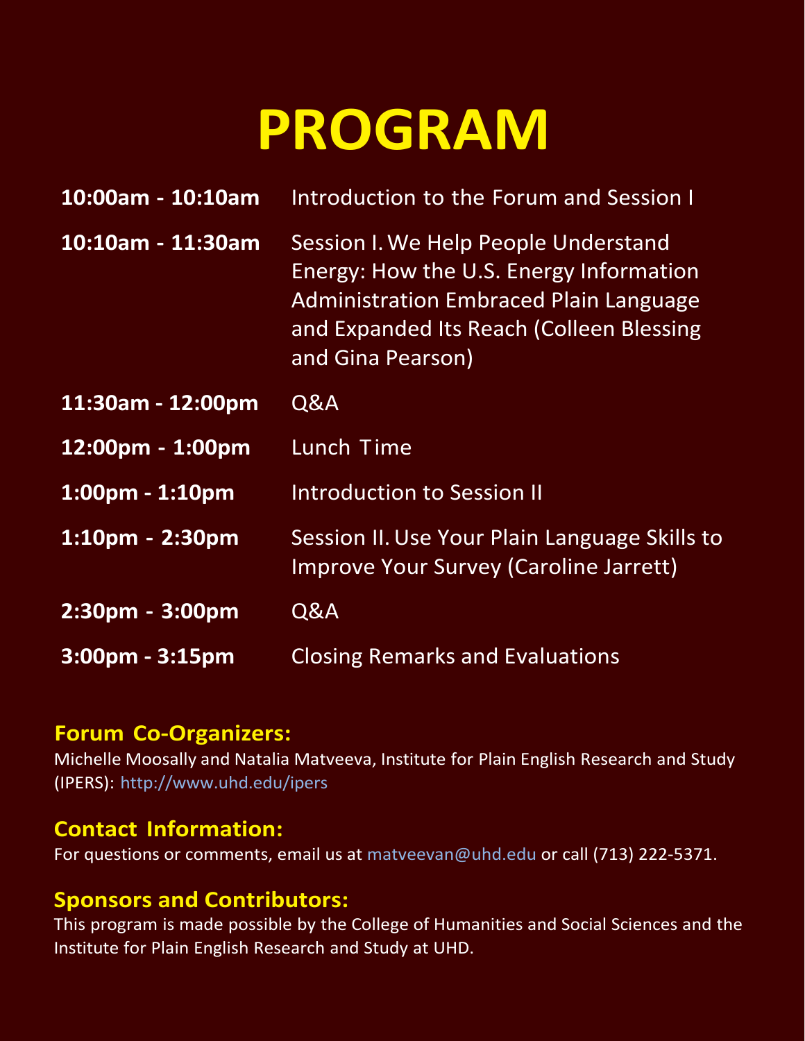# PROGRAM

| | |
|---|---|
| **10:00am - 10:10am** | Introduction to the Forum and Session I |
| **10:10am - 11:30am** | Session I. We Help People Understand Energy: How the U.S. Energy Information Administration Embraced Plain Language and Expanded Its Reach (Colleen Blessing and Gina Pearson) |
| **11:30am - 12:00pm** | Q&A |
| **12:00pm - 1:00pm** | Lunch Time |
| **1:00pm - 1:10pm** | Introduction to Session II |
| **1:10pm - 2:30pm** | Session II. Use Your Plain Language Skills to Improve Your Survey (Caroline Jarrett) |
| **2:30pm - 3:00pm** | Q&A |
| **3:00pm - 3:15pm** | Closing Remarks and Evaluations |

### Forum Co-Organizers:

Michelle Moosally and Natalia Matveeva, Institute for Plain English Research and Study (IPERS): http://www.uhd.edu/ipers

### Contact Information:

For questions or comments, email us at matveevan@uhd.edu or call (713) 222-5371.

### Sponsors and Contributors:

This program is made possible by the College of Humanities and Social Sciences and the Institute for Plain English Research and Study at UHD.